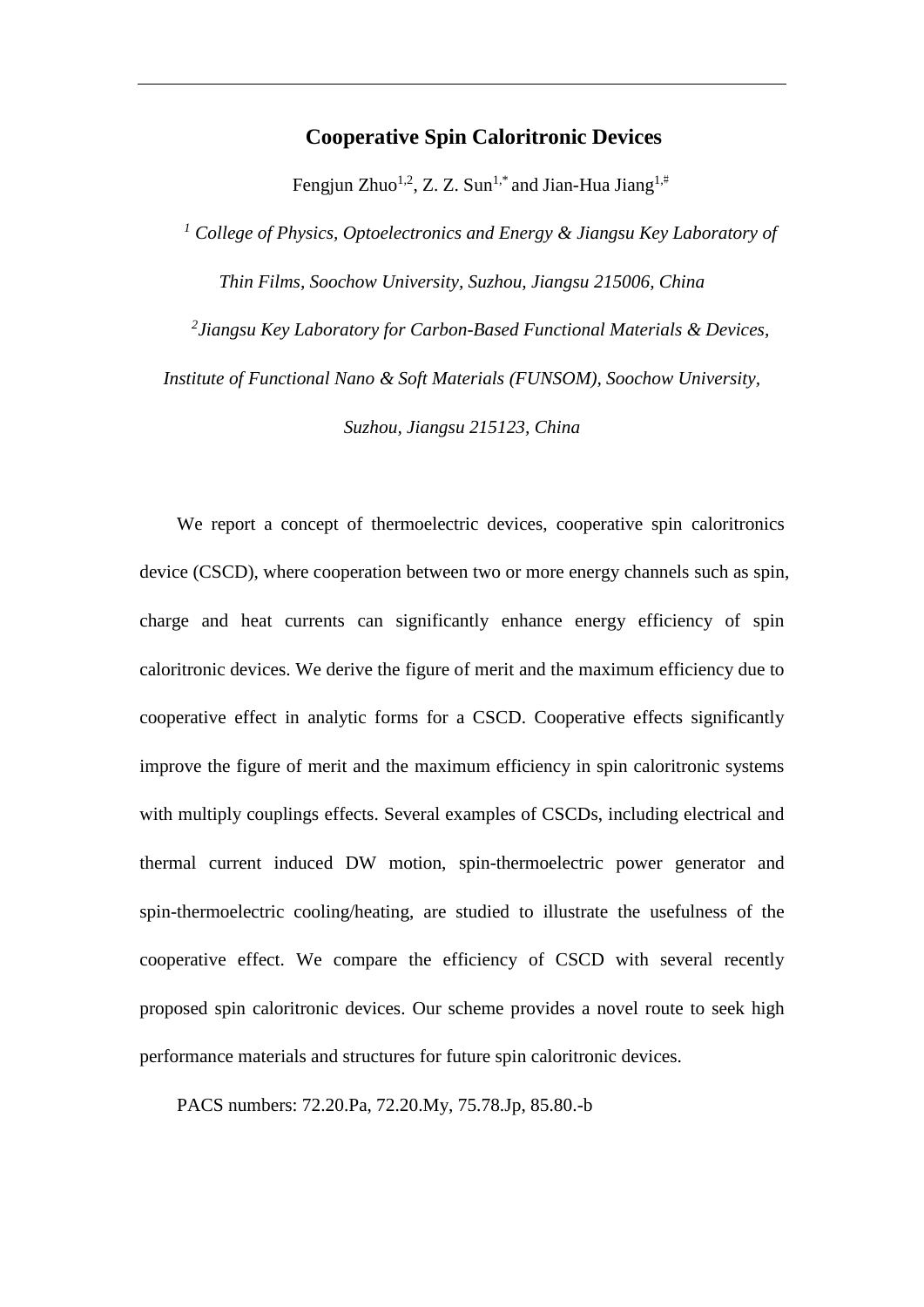# Cooperative Spin Caloritronic Devices

Fengjun Zhuo[1,2], Z. Z. Sun[1,*] and Jian-Hua Jiang[1,#]

*[1] College of Physics, Optoelectronics and Energy & Jiangsu Key Laboratory of Thin Films, Soochow University, Suzhou, Jiangsu 215006, China*

*[2] Jiangsu Key Laboratory for Carbon-Based Functional Materials & Devices, Institute of Functional Nano & Soft Materials (FUNSOM), Soochow University, Suzhou, Jiangsu 215123, China*

We report a concept of thermoelectric devices, cooperative spin caloritronics device (CSCD), where cooperation between two or more energy channels such as spin, charge and heat currents can significantly enhance energy efficiency of spin caloritronic devices. We derive the figure of merit and the maximum efficiency due to cooperative effect in analytic forms for a CSCD. Cooperative effects significantly improve the figure of merit and the maximum efficiency in spin caloritronic systems with multiply couplings effects. Several examples of CSCDs, including electrical and thermal current induced DW motion, spin-thermoelectric power generator and spin-thermoelectric cooling/heating, are studied to illustrate the usefulness of the cooperative effect. We compare the efficiency of CSCD with several recently proposed spin caloritronic devices. Our scheme provides a novel route to seek high performance materials and structures for future spin caloritronic devices.

PACS numbers: 72.20.Pa, 72.20.My, 75.78.Jp, 85.80.-b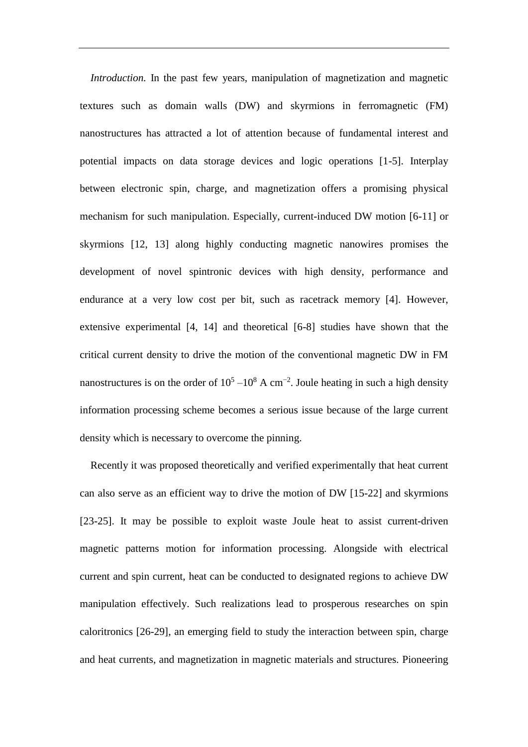*Introduction.* In the past few years, manipulation of magnetization and magnetic textures such as domain walls (DW) and skyrmions in ferromagnetic (FM) nanostructures has attracted a lot of attention because of fundamental interest and potential impacts on data storage devices and logic operations [1-5]. Interplay between electronic spin, charge, and magnetization offers a promising physical mechanism for such manipulation. Especially, current-induced DW motion [6-11] or skyrmions [12, 13] along highly conducting magnetic nanowires promises the development of novel spintronic devices with high density, performance and endurance at a very low cost per bit, such as racetrack memory [4]. However, extensive experimental [4, 14] and theoretical [6-8] studies have shown that the critical current density to drive the motion of the conventional magnetic DW in FM nanostructures is on the order of $10^5$ –$10^8$ A cm$^{-2}$. Joule heating in such a high density information processing scheme becomes a serious issue because of the large current density which is necessary to overcome the pinning.

Recently it was proposed theoretically and verified experimentally that heat current can also serve as an efficient way to drive the motion of DW [15-22] and skyrmions [23-25]. It may be possible to exploit waste Joule heat to assist current-driven magnetic patterns motion for information processing. Alongside with electrical current and spin current, heat can be conducted to designated regions to achieve DW manipulation effectively. Such realizations lead to prosperous researches on spin caloritronics [26-29], an emerging field to study the interaction between spin, charge and heat currents, and magnetization in magnetic materials and structures. Pioneering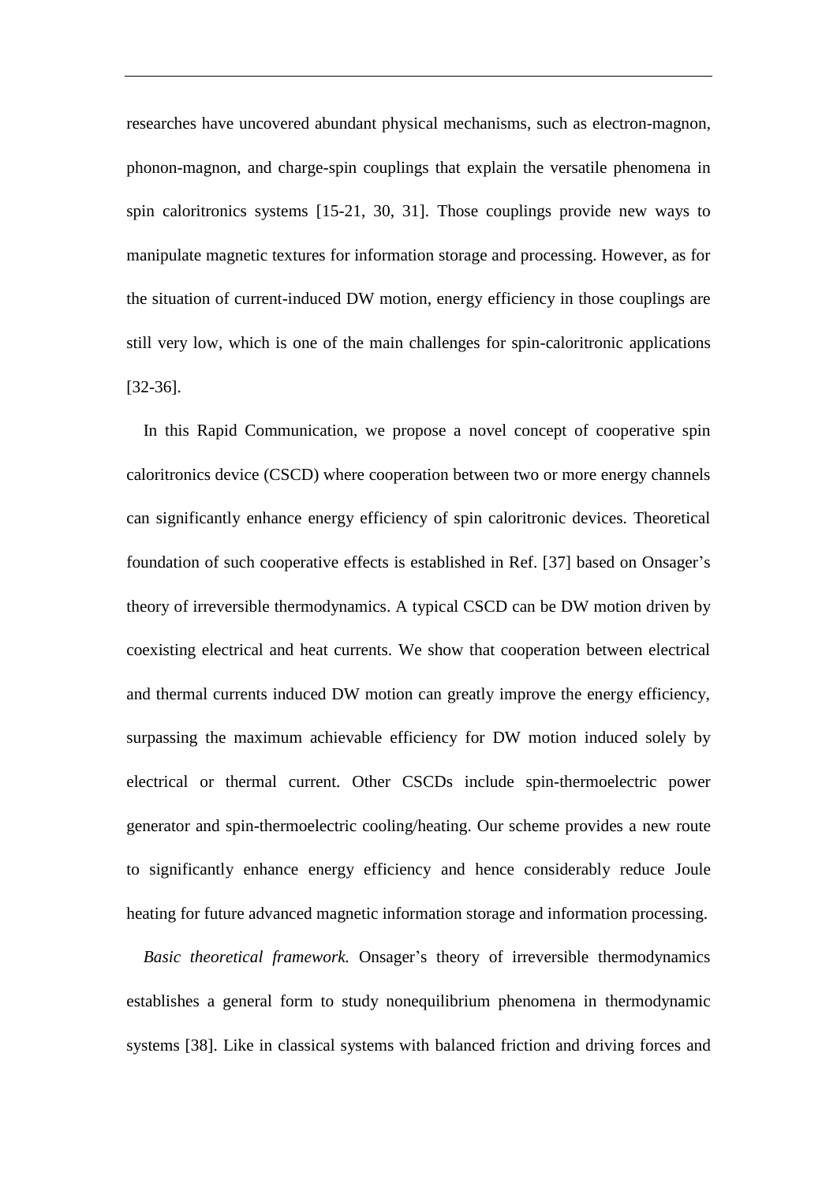researches have uncovered abundant physical mechanisms, such as electron-magnon, phonon-magnon, and charge-spin couplings that explain the versatile phenomena in spin caloritronics systems [15-21, 30, 31]. Those couplings provide new ways to manipulate magnetic textures for information storage and processing. However, as for the situation of current-induced DW motion, energy efficiency in those couplings are still very low, which is one of the main challenges for spin-caloritronic applications [32-36].

In this Rapid Communication, we propose a novel concept of cooperative spin caloritronics device (CSCD) where cooperation between two or more energy channels can significantly enhance energy efficiency of spin caloritronic devices. Theoretical foundation of such cooperative effects is established in Ref. [37] based on Onsager's theory of irreversible thermodynamics. A typical CSCD can be DW motion driven by coexisting electrical and heat currents. We show that cooperation between electrical and thermal currents induced DW motion can greatly improve the energy efficiency, surpassing the maximum achievable efficiency for DW motion induced solely by electrical or thermal current. Other CSCDs include spin-thermoelectric power generator and spin-thermoelectric cooling/heating. Our scheme provides a new route to significantly enhance energy efficiency and hence considerably reduce Joule heating for future advanced magnetic information storage and information processing.

*Basic theoretical framework.* Onsager's theory of irreversible thermodynamics establishes a general form to study nonequilibrium phenomena in thermodynamic systems [38]. Like in classical systems with balanced friction and driving forces and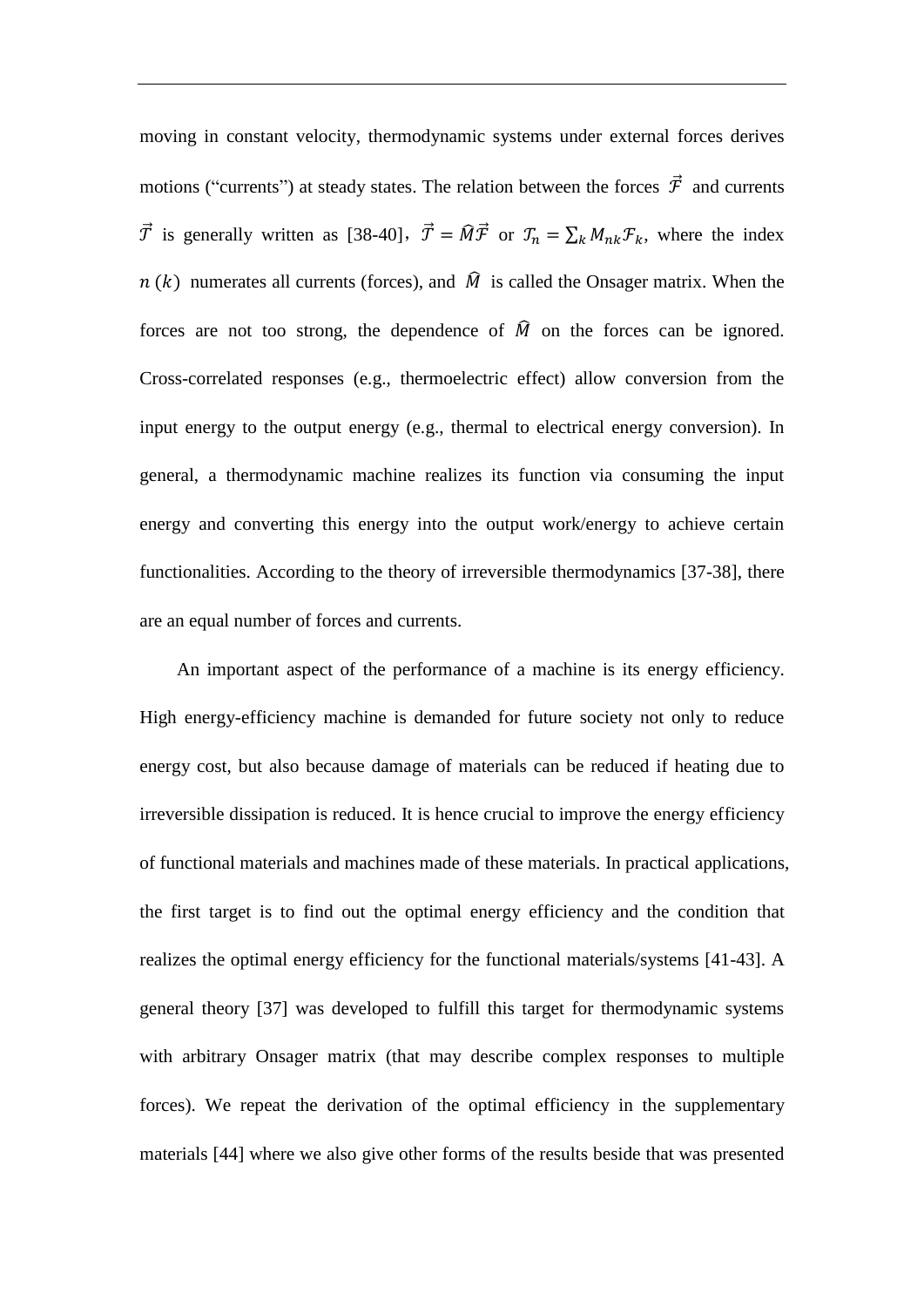moving in constant velocity, thermodynamic systems under external forces derives motions ("currents") at steady states. The relation between the forces $\vec{\mathcal{F}}$ and currents $\vec{\mathcal{J}}$ is generally written as [38-40], $\vec{\mathcal{J}} = \hat{M}\vec{\mathcal{F}}$ or $\mathcal{J}_n = \sum_k M_{nk}\mathcal{F}_k$, where the index $n\ (k)$ numerates all currents (forces), and $\hat{M}$ is called the Onsager matrix. When the forces are not too strong, the dependence of $\hat{M}$ on the forces can be ignored. Cross-correlated responses (e.g., thermoelectric effect) allow conversion from the input energy to the output energy (e.g., thermal to electrical energy conversion). In general, a thermodynamic machine realizes its function via consuming the input energy and converting this energy into the output work/energy to achieve certain functionalities. According to the theory of irreversible thermodynamics [37-38], there are an equal number of forces and currents.

An important aspect of the performance of a machine is its energy efficiency. High energy-efficiency machine is demanded for future society not only to reduce energy cost, but also because damage of materials can be reduced if heating due to irreversible dissipation is reduced. It is hence crucial to improve the energy efficiency of functional materials and machines made of these materials. In practical applications, the first target is to find out the optimal energy efficiency and the condition that realizes the optimal energy efficiency for the functional materials/systems [41-43]. A general theory [37] was developed to fulfill this target for thermodynamic systems with arbitrary Onsager matrix (that may describe complex responses to multiple forces). We repeat the derivation of the optimal efficiency in the supplementary materials [44] where we also give other forms of the results beside that was presented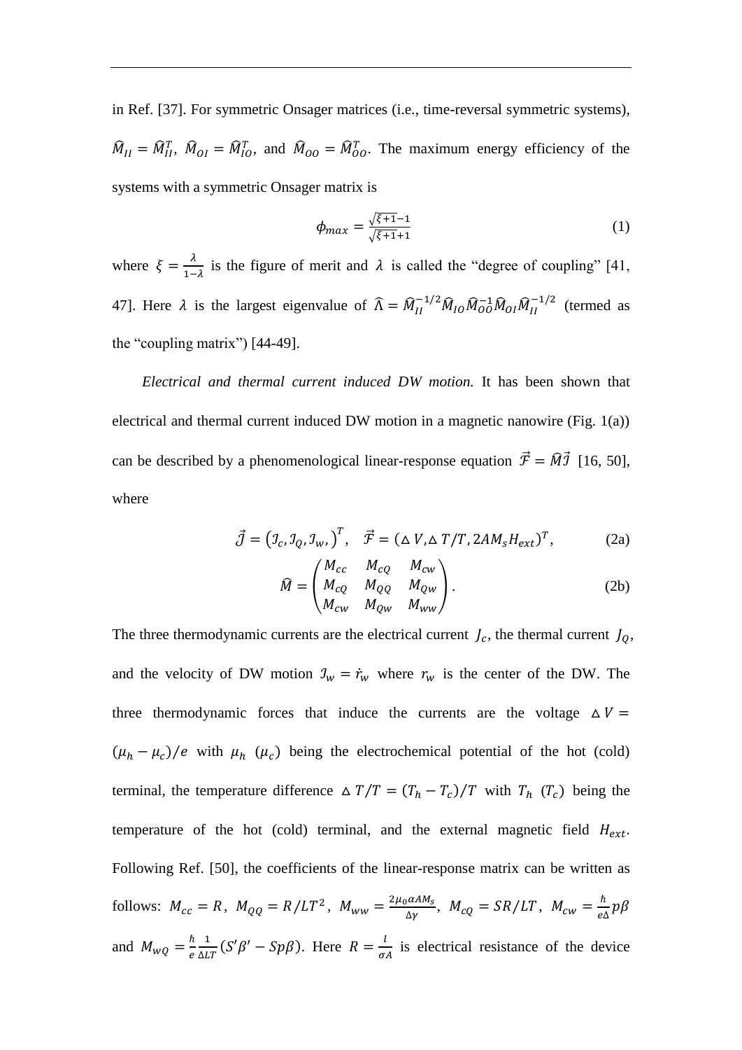in Ref. [37]. For symmetric Onsager matrices (i.e., time-reversal symmetric systems), $\hat{M}_{II} = \hat{M}_{II}^T$, $\hat{M}_{OI} = \hat{M}_{IO}^T$, and $\hat{M}_{OO} = \hat{M}_{OO}^T$. The maximum energy efficiency of the systems with a symmetric Onsager matrix is

$$\phi_{max} = \frac{\sqrt{\xi+1}-1}{\sqrt{\xi+1}+1} \tag{1}$$

where $\xi = \frac{\lambda}{1-\lambda}$ is the figure of merit and $\lambda$ is called the "degree of coupling" [41, 47]. Here $\lambda$ is the largest eigenvalue of $\hat{\Lambda} = \hat{M}_{II}^{-1/2}\hat{M}_{IO}\hat{M}_{OO}^{-1}\hat{M}_{OI}\hat{M}_{II}^{-1/2}$ (termed as the "coupling matrix") [44-49].

*Electrical and thermal current induced DW motion.* It has been shown that electrical and thermal current induced DW motion in a magnetic nanowire (Fig. 1(a)) can be described by a phenomenological linear-response equation $\vec{\mathcal{F}} = \hat{M}\vec{\mathcal{J}}$ [16, 50], where

$$\vec{\mathcal{J}} = \left(\mathcal{J}_c, \mathcal{J}_Q, \mathcal{J}_w,\right)^T, \quad \vec{\mathcal{F}} = (\Delta V, \Delta T/T, 2AM_sH_{ext})^T, \tag{2a}$$

$$\hat{M} = \begin{pmatrix} M_{cc} & M_{cQ} & M_{cw} \\ M_{cQ} & M_{QQ} & M_{Qw} \\ M_{cw} & M_{Qw} & M_{ww} \end{pmatrix}. \tag{2b}$$

The three thermodynamic currents are the electrical current $J_c$, the thermal current $J_Q$, and the velocity of DW motion $\mathcal{J}_w = \dot{r}_w$ where $r_w$ is the center of the DW. The three thermodynamic forces that induce the currents are the voltage $\Delta V = (\mu_h - \mu_c)/e$ with $\mu_h$ ($\mu_c$) being the electrochemical potential of the hot (cold) terminal, the temperature difference $\Delta T/T = (T_h - T_c)/T$ with $T_h$ ($T_c$) being the temperature of the hot (cold) terminal, and the external magnetic field $H_{ext}$. Following Ref. [50], the coefficients of the linear-response matrix can be written as follows: $M_{cc} = R$, $M_{QQ} = R/LT^2$, $M_{ww} = \frac{2\mu_0\alpha AM_s}{\Delta\gamma}$, $M_{cQ} = SR/LT$, $M_{cw} = \frac{\hbar}{e\Delta}p\beta$ and $M_{wQ} = \frac{\hbar}{e}\frac{1}{\Delta LT}(S'\beta' - Sp\beta)$. Here $R = \frac{l}{\sigma A}$ is electrical resistance of the device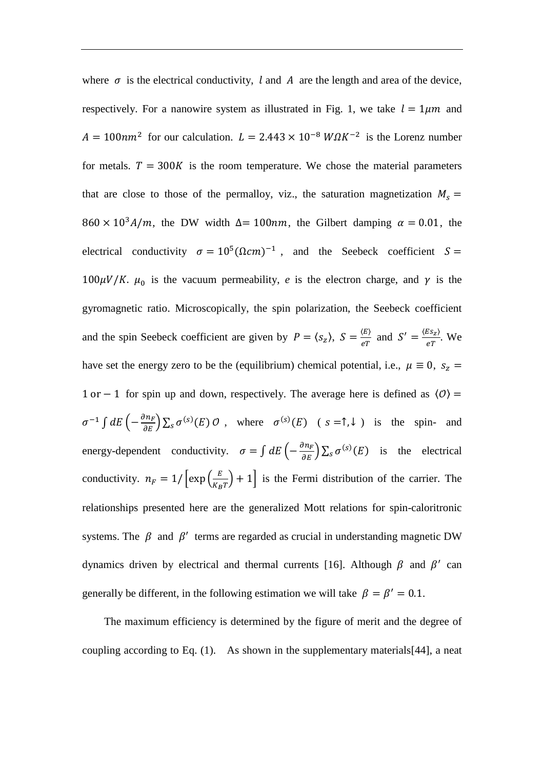where $\sigma$ is the electrical conductivity, $l$ and $A$ are the length and area of the device, respectively. For a nanowire system as illustrated in Fig. 1, we take $l = 1\mu m$ and $A = 100nm^2$ for our calculation. $L = 2.443 \times 10^{-8}\ W\Omega K^{-2}$ is the Lorenz number for metals. $T = 300K$ is the room temperature. We chose the material parameters that are close to those of the permalloy, viz., the saturation magnetization $M_s = 860 \times 10^3 A/m$, the DW width $\Delta = 100nm$, the Gilbert damping $\alpha = 0.01$, the electrical conductivity $\sigma = 10^5 (\Omega cm)^{-1}$, and the Seebeck coefficient $S = 100\mu V/K$. $\mu_0$ is the vacuum permeability, $e$ is the electron charge, and $\gamma$ is the gyromagnetic ratio. Microscopically, the spin polarization, the Seebeck coefficient and the spin Seebeck coefficient are given by $P = \langle s_z \rangle$, $S = \frac{\langle E \rangle}{eT}$ and $S' = \frac{\langle E s_z \rangle}{eT}$. We have set the energy zero to be the (equilibrium) chemical potential, i.e., $\mu \equiv 0$, $s_z = 1 \text{ or } -1$ for spin up and down, respectively. The average here is defined as $\langle \mathcal{O} \rangle = \sigma^{-1} \int dE \left(-\frac{\partial n_F}{\partial E}\right) \sum_s \sigma^{(s)}(E)\, \mathcal{O}$, where $\sigma^{(s)}(E)$ ( $s = \uparrow, \downarrow$ ) is the spin- and energy-dependent conductivity. $\sigma = \int dE \left(-\frac{\partial n_F}{\partial E}\right) \sum_s \sigma^{(s)}(E)$ is the electrical conductivity. $n_F = 1/\left[\exp\left(\frac{E}{K_B T}\right) + 1\right]$ is the Fermi distribution of the carrier. The relationships presented here are the generalized Mott relations for spin-caloritronic systems. The $\beta$ and $\beta'$ terms are regarded as crucial in understanding magnetic DW dynamics driven by electrical and thermal currents [16]. Although $\beta$ and $\beta'$ can generally be different, in the following estimation we will take $\beta = \beta' = 0.1$.

The maximum efficiency is determined by the figure of merit and the degree of coupling according to Eq. (1). As shown in the supplementary materials[44], a neat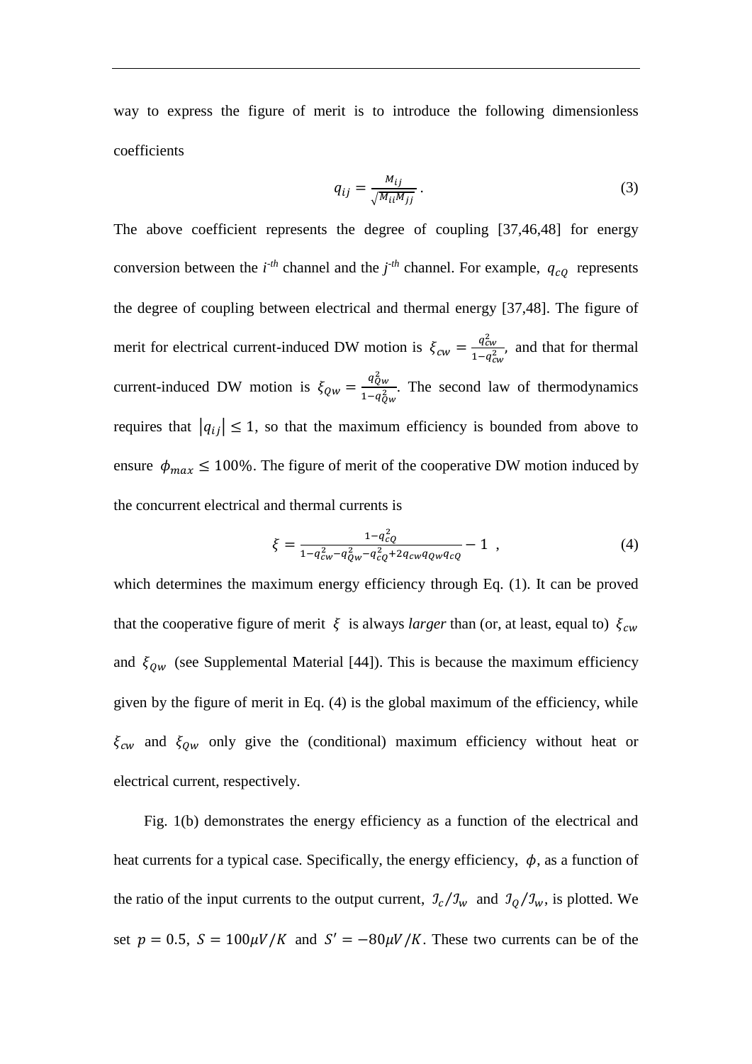way to express the figure of merit is to introduce the following dimensionless coefficients

$$q_{ij} = \frac{M_{ij}}{\sqrt{M_{ii}M_{jj}}} \, . \tag{3}$$

The above coefficient represents the degree of coupling [37,46,48] for energy conversion between the *i-th* channel and the *j-th* channel. For example, $q_{cQ}$ represents the degree of coupling between electrical and thermal energy [37,48]. The figure of merit for electrical current-induced DW motion is $\xi_{cw} = \frac{q_{cw}^2}{1-q_{cw}^2}$, and that for thermal current-induced DW motion is $\xi_{Qw} = \frac{q_{Qw}^2}{1-q_{Qw}^2}$. The second law of thermodynamics requires that $|q_{ij}| \leq 1$, so that the maximum efficiency is bounded from above to ensure $\phi_{max} \leq 100\%$. The figure of merit of the cooperative DW motion induced by the concurrent electrical and thermal currents is

$$\xi = \frac{1-q_{cQ}^2}{1-q_{cw}^2-q_{Qw}^2-q_{cQ}^2+2q_{cw}q_{Qw}q_{cQ}} - 1 \ , \tag{4}$$

which determines the maximum energy efficiency through Eq. (1). It can be proved that the cooperative figure of merit $\xi$ is always *larger* than (or, at least, equal to) $\xi_{cw}$ and $\xi_{Qw}$ (see Supplemental Material [44]). This is because the maximum efficiency given by the figure of merit in Eq. (4) is the global maximum of the efficiency, while $\xi_{cw}$ and $\xi_{Qw}$ only give the (conditional) maximum efficiency without heat or electrical current, respectively.

Fig. 1(b) demonstrates the energy efficiency as a function of the electrical and heat currents for a typical case. Specifically, the energy efficiency, $\phi$, as a function of the ratio of the input currents to the output current, $\mathcal{I}_c/\mathcal{I}_w$ and $\mathcal{I}_Q/\mathcal{I}_w$, is plotted. We set $p = 0.5$, $S = 100\mu V/K$ and $S' = -80\mu V/K$. These two currents can be of the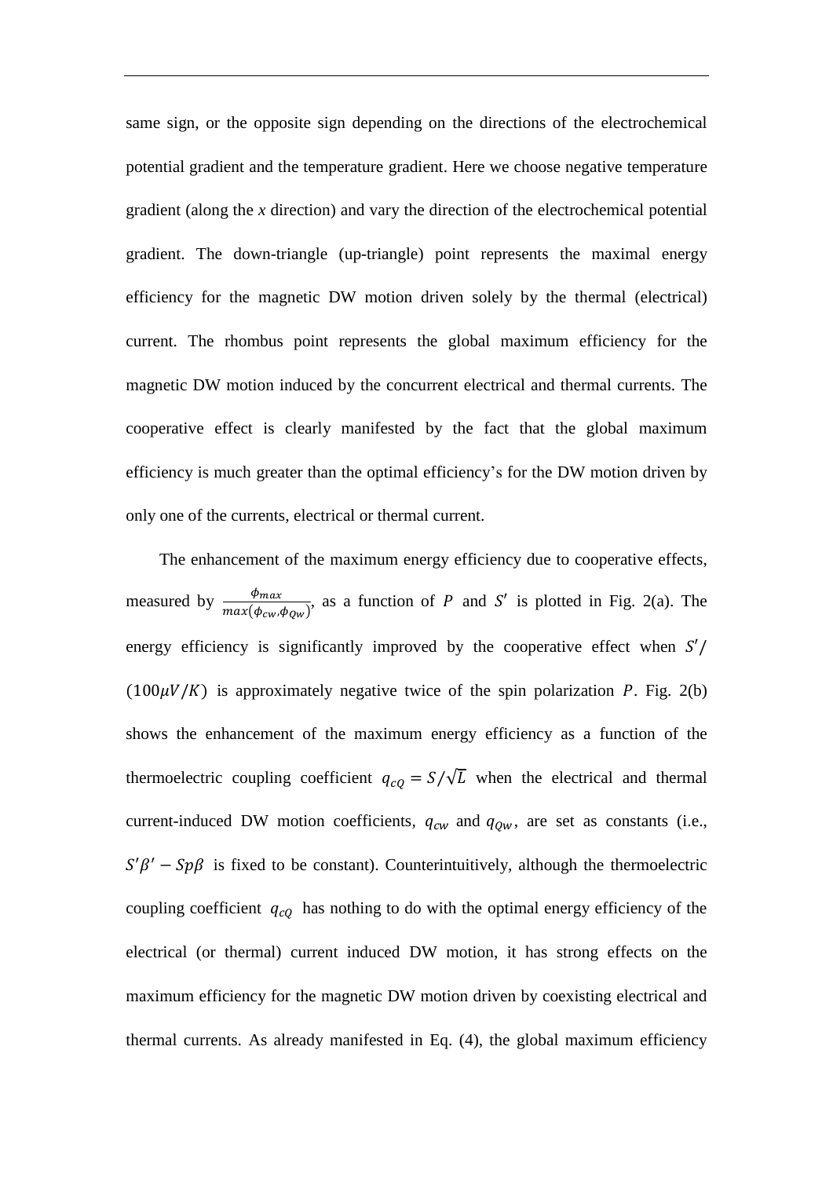same sign, or the opposite sign depending on the directions of the electrochemical potential gradient and the temperature gradient. Here we choose negative temperature gradient (along the *x* direction) and vary the direction of the electrochemical potential gradient. The down-triangle (up-triangle) point represents the maximal energy efficiency for the magnetic DW motion driven solely by the thermal (electrical) current. The rhombus point represents the global maximum efficiency for the magnetic DW motion induced by the concurrent electrical and thermal currents. The cooperative effect is clearly manifested by the fact that the global maximum efficiency is much greater than the optimal efficiency's for the DW motion driven by only one of the currents, electrical or thermal current.

The enhancement of the maximum energy efficiency due to cooperative effects, measured by $\frac{\phi_{max}}{max(\phi_{cw}, \phi_{Qw})}$, as a function of $P$ and $S'$ is plotted in Fig. 2(a). The energy efficiency is significantly improved by the cooperative effect when $S'/(100\mu V/K)$ is approximately negative twice of the spin polarization $P$. Fig. 2(b) shows the enhancement of the maximum energy efficiency as a function of the thermoelectric coupling coefficient $q_{cQ} = S/\sqrt{L}$ when the electrical and thermal current-induced DW motion coefficients, $q_{cw}$ and $q_{Qw}$, are set as constants (i.e., $S'\beta' - Sp\beta$ is fixed to be constant). Counterintuitively, although the thermoelectric coupling coefficient $q_{cQ}$ has nothing to do with the optimal energy efficiency of the electrical (or thermal) current induced DW motion, it has strong effects on the maximum efficiency for the magnetic DW motion driven by coexisting electrical and thermal currents. As already manifested in Eq. (4), the global maximum efficiency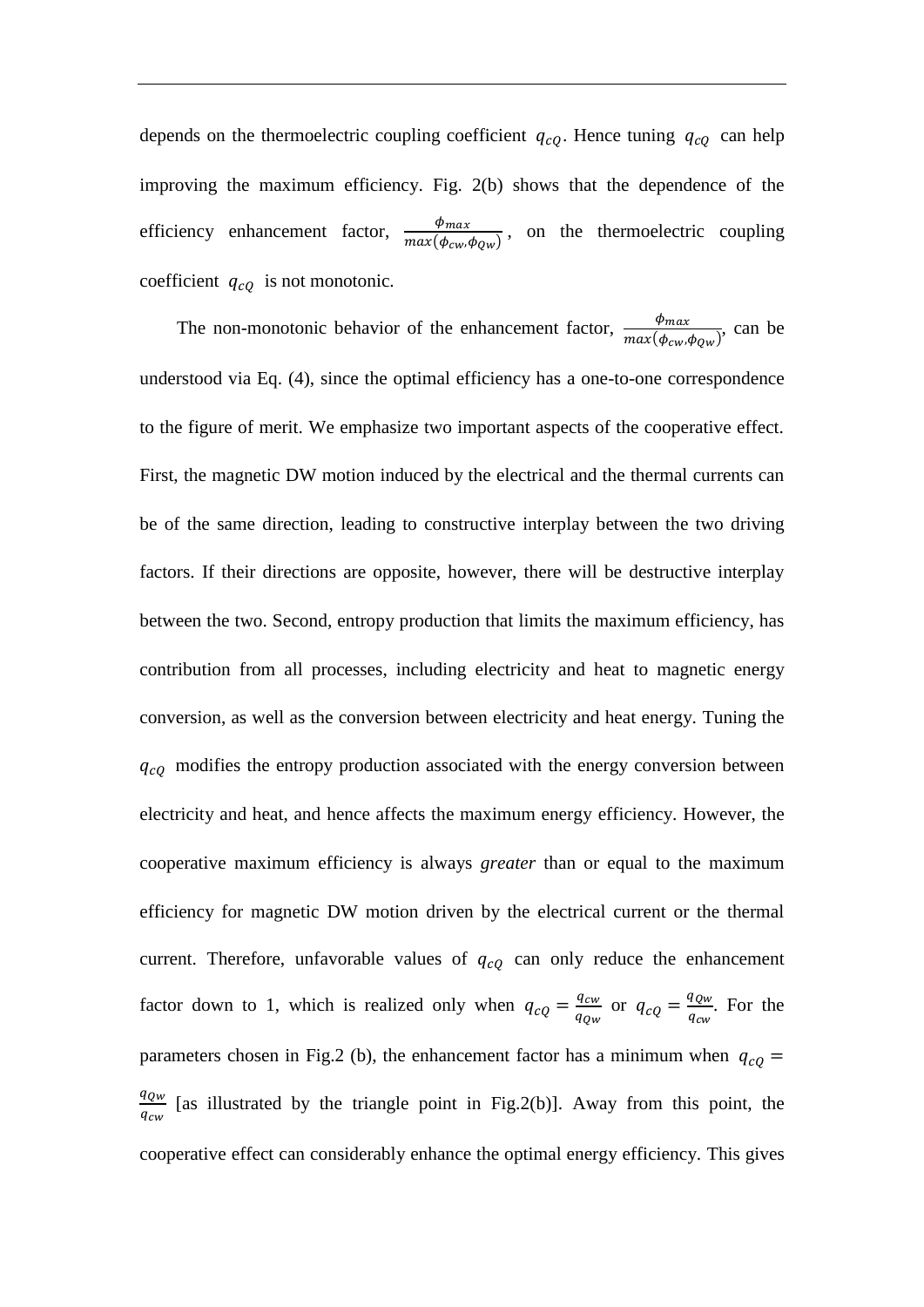depends on the thermoelectric coupling coefficient $q_{cQ}$. Hence tuning $q_{cQ}$ can help improving the maximum efficiency. Fig. 2(b) shows that the dependence of the efficiency enhancement factor, $\frac{\phi_{max}}{max(\phi_{cw},\phi_{Qw})}$, on the thermoelectric coupling coefficient $q_{cQ}$ is not monotonic.

The non-monotonic behavior of the enhancement factor, $\frac{\phi_{max}}{max(\phi_{cw},\phi_{Qw})}$, can be understood via Eq. (4), since the optimal efficiency has a one-to-one correspondence to the figure of merit. We emphasize two important aspects of the cooperative effect. First, the magnetic DW motion induced by the electrical and the thermal currents can be of the same direction, leading to constructive interplay between the two driving factors. If their directions are opposite, however, there will be destructive interplay between the two. Second, entropy production that limits the maximum efficiency, has contribution from all processes, including electricity and heat to magnetic energy conversion, as well as the conversion between electricity and heat energy. Tuning the $q_{cQ}$ modifies the entropy production associated with the energy conversion between electricity and heat, and hence affects the maximum energy efficiency. However, the cooperative maximum efficiency is always *greater* than or equal to the maximum efficiency for magnetic DW motion driven by the electrical current or the thermal current. Therefore, unfavorable values of $q_{cQ}$ can only reduce the enhancement factor down to 1, which is realized only when $q_{cQ} = \frac{q_{cw}}{q_{Qw}}$ or $q_{cQ} = \frac{q_{Qw}}{q_{cw}}$. For the parameters chosen in Fig.2 (b), the enhancement factor has a minimum when $q_{cQ} = \frac{q_{Qw}}{q_{cw}}$ [as illustrated by the triangle point in Fig.2(b)]. Away from this point, the cooperative effect can considerably enhance the optimal energy efficiency. This gives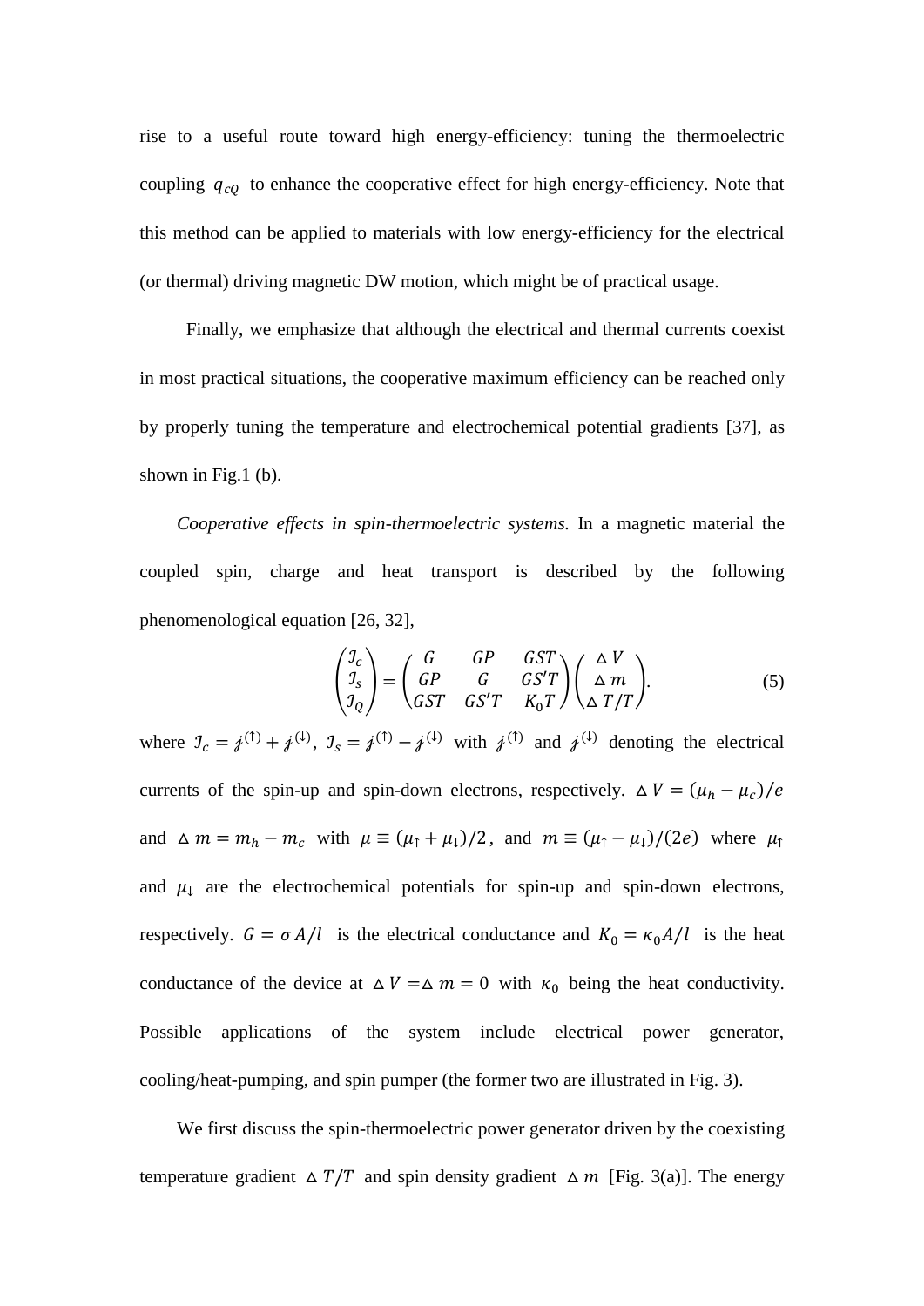rise to a useful route toward high energy-efficiency: tuning the thermoelectric coupling $q_{cQ}$ to enhance the cooperative effect for high energy-efficiency. Note that this method can be applied to materials with low energy-efficiency for the electrical (or thermal) driving magnetic DW motion, which might be of practical usage.

Finally, we emphasize that although the electrical and thermal currents coexist in most practical situations, the cooperative maximum efficiency can be reached only by properly tuning the temperature and electrochemical potential gradients [37], as shown in Fig.1 (b).

*Cooperative effects in spin-thermoelectric systems.* In a magnetic material the coupled spin, charge and heat transport is described by the following phenomenological equation [26, 32],

$$\begin{pmatrix} \mathcal{I}_c \\ \mathcal{I}_s \\ \mathcal{I}_Q \end{pmatrix} = \begin{pmatrix} G & GP & GST \\ GP & G & GS'T \\ GST & GS'T & K_0 T \end{pmatrix} \begin{pmatrix} \Delta V \\ \Delta m \\ \Delta T/T \end{pmatrix}. \tag{5}$$

where $\mathcal{I}_c = j^{(\uparrow)} + j^{(\downarrow)}$, $\mathcal{I}_s = j^{(\uparrow)} - j^{(\downarrow)}$ with $j^{(\uparrow)}$ and $j^{(\downarrow)}$ denoting the electrical currents of the spin-up and spin-down electrons, respectively. $\Delta V = (\mu_h - \mu_c)/e$ and $\Delta m = m_h - m_c$ with $\mu \equiv (\mu_\uparrow + \mu_\downarrow)/2$, and $m \equiv (\mu_\uparrow - \mu_\downarrow)/(2e)$ where $\mu_\uparrow$ and $\mu_\downarrow$ are the electrochemical potentials for spin-up and spin-down electrons, respectively. $G = \sigma A/l$ is the electrical conductance and $K_0 = \kappa_0 A/l$ is the heat conductance of the device at $\Delta V = \Delta m = 0$ with $\kappa_0$ being the heat conductivity. Possible applications of the system include electrical power generator, cooling/heat-pumping, and spin pumper (the former two are illustrated in Fig. 3).

We first discuss the spin-thermoelectric power generator driven by the coexisting temperature gradient $\Delta T/T$ and spin density gradient $\Delta m$ [Fig. 3(a)]. The energy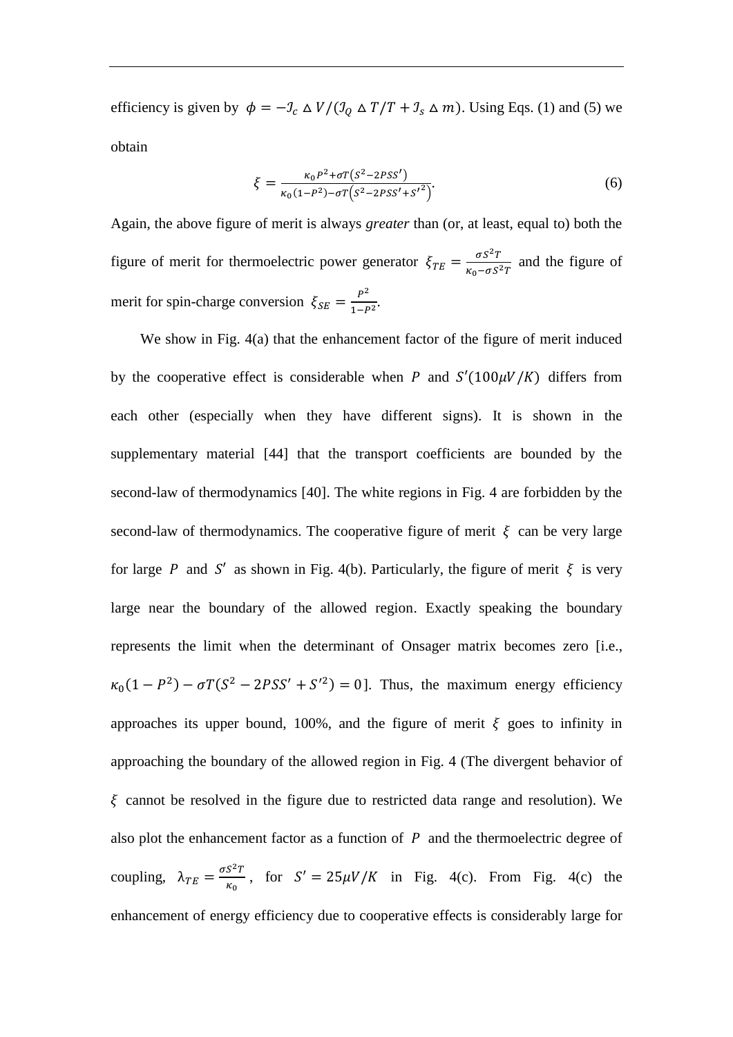efficiency is given by $\phi = -\mathcal{J}_c \vartriangle V/(\mathcal{J}_Q \vartriangle T/T + \mathcal{J}_s \vartriangle m)$. Using Eqs. (1) and (5) we obtain

$$\xi = \frac{\kappa_0 P^2 + \sigma T(S^2 - 2PSS')}{\kappa_0(1-P^2) - \sigma T\left(S^2 - 2PSS' + S'^2\right)}. \tag{6}$$

Again, the above figure of merit is always *greater* than (or, at least, equal to) both the figure of merit for thermoelectric power generator $\xi_{TE} = \frac{\sigma S^2 T}{\kappa_0 - \sigma S^2 T}$ and the figure of merit for spin-charge conversion $\xi_{SE} = \frac{P^2}{1-P^2}$.

We show in Fig. 4(a) that the enhancement factor of the figure of merit induced by the cooperative effect is considerable when $P$ and $S'(100\mu V/K)$ differs from each other (especially when they have different signs). It is shown in the supplementary material [44] that the transport coefficients are bounded by the second-law of thermodynamics [40]. The white regions in Fig. 4 are forbidden by the second-law of thermodynamics. The cooperative figure of merit $\xi$ can be very large for large $P$ and $S'$ as shown in Fig. 4(b). Particularly, the figure of merit $\xi$ is very large near the boundary of the allowed region. Exactly speaking the boundary represents the limit when the determinant of Onsager matrix becomes zero [i.e., $\kappa_0(1-P^2) - \sigma T(S^2 - 2PSS' + S'^2) = 0$]. Thus, the maximum energy efficiency approaches its upper bound, 100%, and the figure of merit $\xi$ goes to infinity in approaching the boundary of the allowed region in Fig. 4 (The divergent behavior of $\xi$ cannot be resolved in the figure due to restricted data range and resolution). We also plot the enhancement factor as a function of $P$ and the thermoelectric degree of coupling, $\lambda_{TE} = \frac{\sigma S^2 T}{\kappa_0}$, for $S' = 25\mu V/K$ in Fig. 4(c). From Fig. 4(c) the enhancement of energy efficiency due to cooperative effects is considerably large for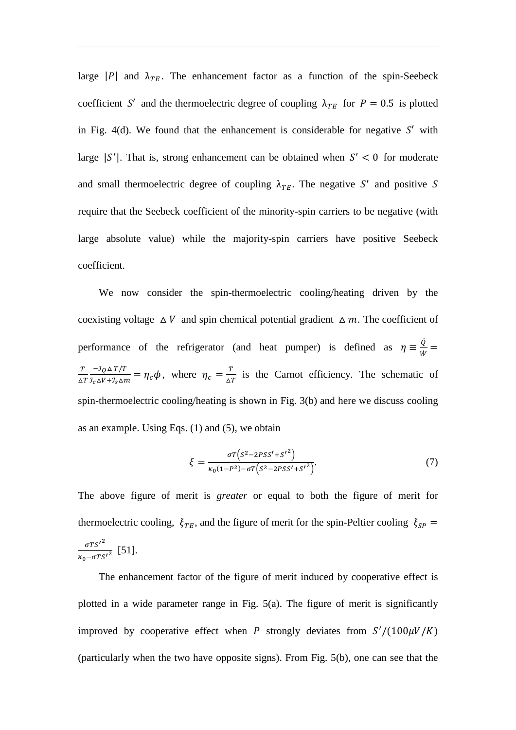large $|P|$ and $\lambda_{TE}$. The enhancement factor as a function of the spin-Seebeck coefficient $S'$ and the thermoelectric degree of coupling $\lambda_{TE}$ for $P = 0.5$ is plotted in Fig. 4(d). We found that the enhancement is considerable for negative $S'$ with large $|S'|$. That is, strong enhancement can be obtained when $S' < 0$ for moderate and small thermoelectric degree of coupling $\lambda_{TE}$. The negative $S'$ and positive $S$ require that the Seebeck coefficient of the minority-spin carriers to be negative (with large absolute value) while the majority-spin carriers have positive Seebeck coefficient.

We now consider the spin-thermoelectric cooling/heating driven by the coexisting voltage $\Delta V$ and spin chemical potential gradient $\Delta m$. The coefficient of performance of the refrigerator (and heat pumper) is defined as $\eta \equiv \frac{\dot{Q}}{\dot{W}} = \frac{T}{\Delta T}\frac{-J_Q \Delta T/T}{J_c \Delta V + J_s \Delta m} = \eta_c \phi$, where $\eta_c = \frac{T}{\Delta T}$ is the Carnot efficiency. The schematic of spin-thermoelectric cooling/heating is shown in Fig. 3(b) and here we discuss cooling as an example. Using Eqs. (1) and (5), we obtain

$$\xi = \frac{\sigma T\left(S^2 - 2PSS' + S'^2\right)}{\kappa_0(1-P^2) - \sigma T\left(S^2 - 2PSS' + S'^2\right)}. \tag{7}$$

The above figure of merit is *greater* or equal to both the figure of merit for thermoelectric cooling, $\xi_{TE}$, and the figure of merit for the spin-Peltier cooling $\xi_{SP} = \frac{\sigma T S'^2}{\kappa_0 - \sigma T S'^2}$ [51].

The enhancement factor of the figure of merit induced by cooperative effect is plotted in a wide parameter range in Fig. 5(a). The figure of merit is significantly improved by cooperative effect when $P$ strongly deviates from $S'/(100\mu V/K)$ (particularly when the two have opposite signs). From Fig. 5(b), one can see that the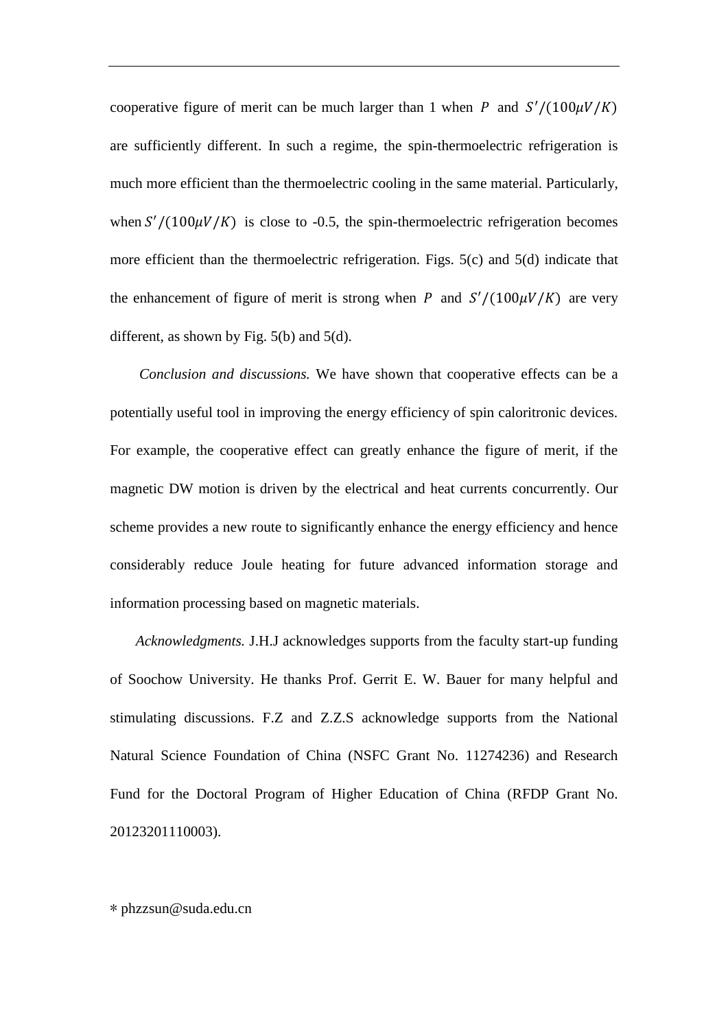cooperative figure of merit can be much larger than 1 when $P$ and $S'/(100\mu V/K)$ are sufficiently different. In such a regime, the spin-thermoelectric refrigeration is much more efficient than the thermoelectric cooling in the same material. Particularly, when $S'/(100\mu V/K)$ is close to -0.5, the spin-thermoelectric refrigeration becomes more efficient than the thermoelectric refrigeration. Figs. 5(c) and 5(d) indicate that the enhancement of figure of merit is strong when $P$ and $S'/(100\mu V/K)$ are very different, as shown by Fig. 5(b) and 5(d).

*Conclusion and discussions.* We have shown that cooperative effects can be a potentially useful tool in improving the energy efficiency of spin caloritronic devices. For example, the cooperative effect can greatly enhance the figure of merit, if the magnetic DW motion is driven by the electrical and heat currents concurrently. Our scheme provides a new route to significantly enhance the energy efficiency and hence considerably reduce Joule heating for future advanced information storage and information processing based on magnetic materials.

*Acknowledgments.* J.H.J acknowledges supports from the faculty start-up funding of Soochow University. He thanks Prof. Gerrit E. W. Bauer for many helpful and stimulating discussions. F.Z and Z.Z.S acknowledge supports from the National Natural Science Foundation of China (NSFC Grant No. 11274236) and Research Fund for the Doctoral Program of Higher Education of China (RFDP Grant No. 20123201110003).

* phzzsun@suda.edu.cn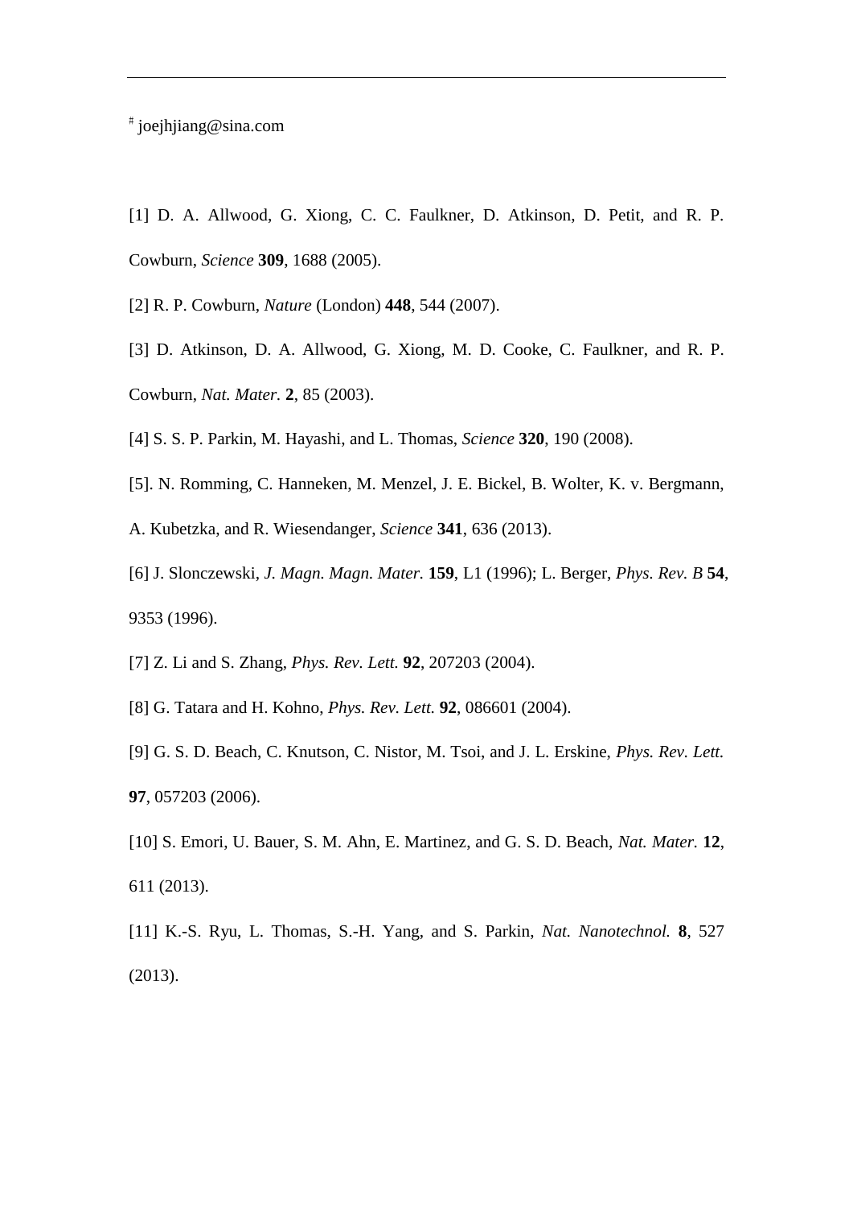---

[#] joejhjiang@sina.com

[1] D. A. Allwood, G. Xiong, C. C. Faulkner, D. Atkinson, D. Petit, and R. P. Cowburn, *Science* **309**, 1688 (2005).

[2] R. P. Cowburn, *Nature* (London) **448**, 544 (2007).

[3] D. Atkinson, D. A. Allwood, G. Xiong, M. D. Cooke, C. Faulkner, and R. P. Cowburn, *Nat. Mater.* **2**, 85 (2003).

[4] S. S. P. Parkin, M. Hayashi, and L. Thomas, *Science* **320**, 190 (2008).

[5]. N. Romming, C. Hanneken, M. Menzel, J. E. Bickel, B. Wolter, K. v. Bergmann, A. Kubetzka, and R. Wiesendanger, *Science* **341**, 636 (2013).

[6] J. Slonczewski, *J. Magn. Magn. Mater.* **159**, L1 (1996); L. Berger, *Phys. Rev. B* **54**, 9353 (1996).

[7] Z. Li and S. Zhang, *Phys. Rev. Lett.* **92**, 207203 (2004).

[8] G. Tatara and H. Kohno, *Phys. Rev. Lett.* **92**, 086601 (2004).

[9] G. S. D. Beach, C. Knutson, C. Nistor, M. Tsoi, and J. L. Erskine, *Phys. Rev. Lett.* **97**, 057203 (2006).

[10] S. Emori, U. Bauer, S. M. Ahn, E. Martinez, and G. S. D. Beach, *Nat. Mater.* **12**, 611 (2013).

[11] K.-S. Ryu, L. Thomas, S.-H. Yang, and S. Parkin, *Nat. Nanotechnol.* **8**, 527 (2013).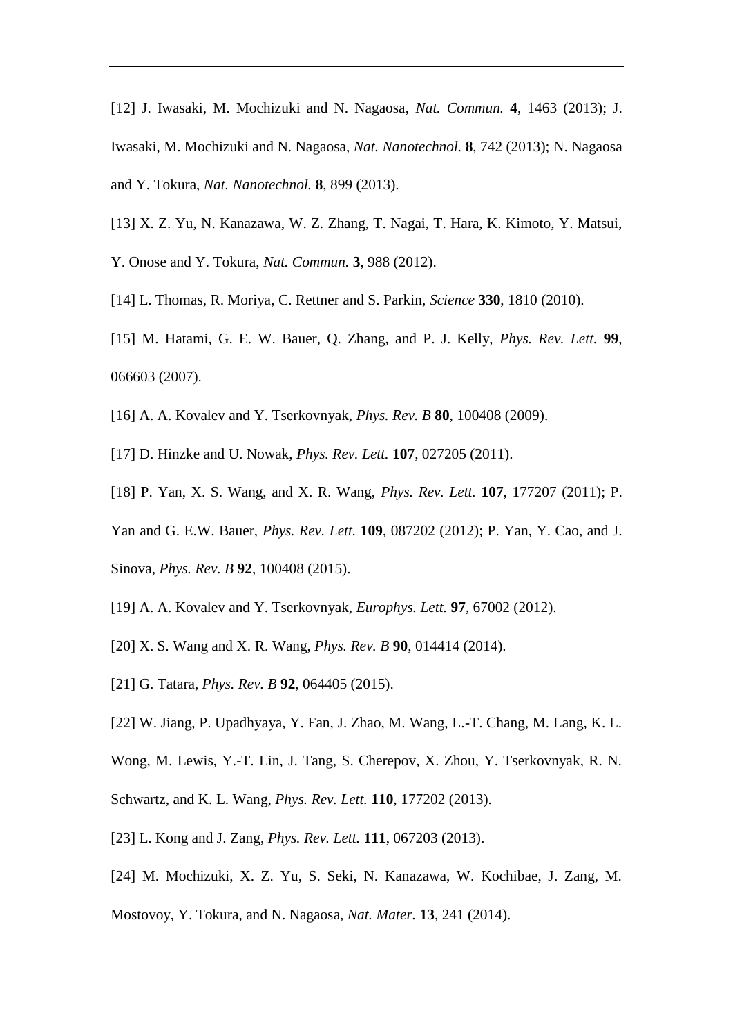[12] J. Iwasaki, M. Mochizuki and N. Nagaosa, *Nat. Commun.* **4**, 1463 (2013); J. Iwasaki, M. Mochizuki and N. Nagaosa, *Nat. Nanotechnol.* **8**, 742 (2013); N. Nagaosa and Y. Tokura, *Nat. Nanotechnol.* **8**, 899 (2013).

[13] X. Z. Yu, N. Kanazawa, W. Z. Zhang, T. Nagai, T. Hara, K. Kimoto, Y. Matsui, Y. Onose and Y. Tokura, *Nat. Commun.* **3**, 988 (2012).

[14] L. Thomas, R. Moriya, C. Rettner and S. Parkin, *Science* **330**, 1810 (2010).

[15] M. Hatami, G. E. W. Bauer, Q. Zhang, and P. J. Kelly, *Phys. Rev. Lett.* **99**, 066603 (2007).

[16] A. A. Kovalev and Y. Tserkovnyak, *Phys. Rev. B* **80**, 100408 (2009).

[17] D. Hinzke and U. Nowak, *Phys. Rev. Lett.* **107**, 027205 (2011).

[18] P. Yan, X. S. Wang, and X. R. Wang, *Phys. Rev. Lett.* **107**, 177207 (2011); P. Yan and G. E.W. Bauer, *Phys. Rev. Lett.* **109**, 087202 (2012); P. Yan, Y. Cao, and J. Sinova, *Phys. Rev. B* **92**, 100408 (2015).

[19] A. A. Kovalev and Y. Tserkovnyak, *Europhys. Lett.* **97**, 67002 (2012).

[20] X. S. Wang and X. R. Wang, *Phys. Rev. B* **90**, 014414 (2014).

[21] G. Tatara, *Phys. Rev. B* **92**, 064405 (2015).

[22] W. Jiang, P. Upadhyaya, Y. Fan, J. Zhao, M. Wang, L.-T. Chang, M. Lang, K. L. Wong, M. Lewis, Y.-T. Lin, J. Tang, S. Cherepov, X. Zhou, Y. Tserkovnyak, R. N. Schwartz, and K. L. Wang, *Phys. Rev. Lett.* **110**, 177202 (2013).

[23] L. Kong and J. Zang, *Phys. Rev. Lett.* **111**, 067203 (2013).

[24] M. Mochizuki, X. Z. Yu, S. Seki, N. Kanazawa, W. Kochibae, J. Zang, M. Mostovoy, Y. Tokura, and N. Nagaosa, *Nat. Mater.* **13**, 241 (2014).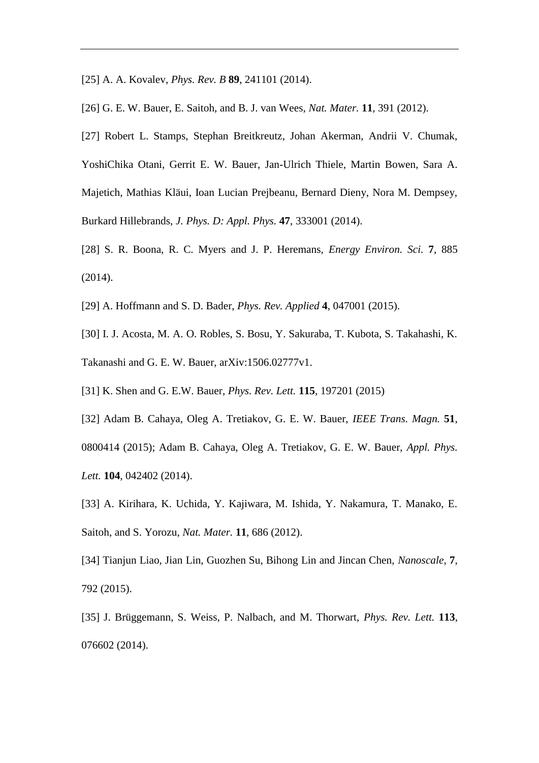[25] A. A. Kovalev, *Phys. Rev. B* **89**, 241101 (2014).

[26] G. E. W. Bauer, E. Saitoh, and B. J. van Wees, *Nat. Mater.* **11**, 391 (2012).

[27] Robert L. Stamps, Stephan Breitkreutz, Johan Akerman, Andrii V. Chumak, YoshiChika Otani, Gerrit E. W. Bauer, Jan-Ulrich Thiele, Martin Bowen, Sara A. Majetich, Mathias Kläui, Ioan Lucian Prejbeanu, Bernard Dieny, Nora M. Dempsey, Burkard Hillebrands, *J. Phys. D: Appl. Phys.* **47**, 333001 (2014).

[28] S. R. Boona, R. C. Myers and J. P. Heremans, *Energy Environ. Sci.* **7**, 885 (2014).

[29] A. Hoffmann and S. D. Bader, *Phys. Rev. Applied* **4**, 047001 (2015).

[30] I. J. Acosta, M. A. O. Robles, S. Bosu, Y. Sakuraba, T. Kubota, S. Takahashi, K. Takanashi and G. E. W. Bauer, arXiv:1506.02777v1.

[31] K. Shen and G. E.W. Bauer, *Phys. Rev. Lett.* **115**, 197201 (2015)

[32] Adam B. Cahaya, Oleg A. Tretiakov, G. E. W. Bauer, *IEEE Trans. Magn.* **51**, 0800414 (2015); Adam B. Cahaya, Oleg A. Tretiakov, G. E. W. Bauer, *Appl. Phys. Lett.* **104**, 042402 (2014).

[33] A. Kirihara, K. Uchida, Y. Kajiwara, M. Ishida, Y. Nakamura, T. Manako, E. Saitoh, and S. Yorozu, *Nat. Mater.* **11**, 686 (2012).

[34] Tianjun Liao, Jian Lin, Guozhen Su, Bihong Lin and Jincan Chen, *Nanoscale*, **7**, 792 (2015).

[35] J. Brüggemann, S. Weiss, P. Nalbach, and M. Thorwart, *Phys. Rev. Lett.* **113**, 076602 (2014).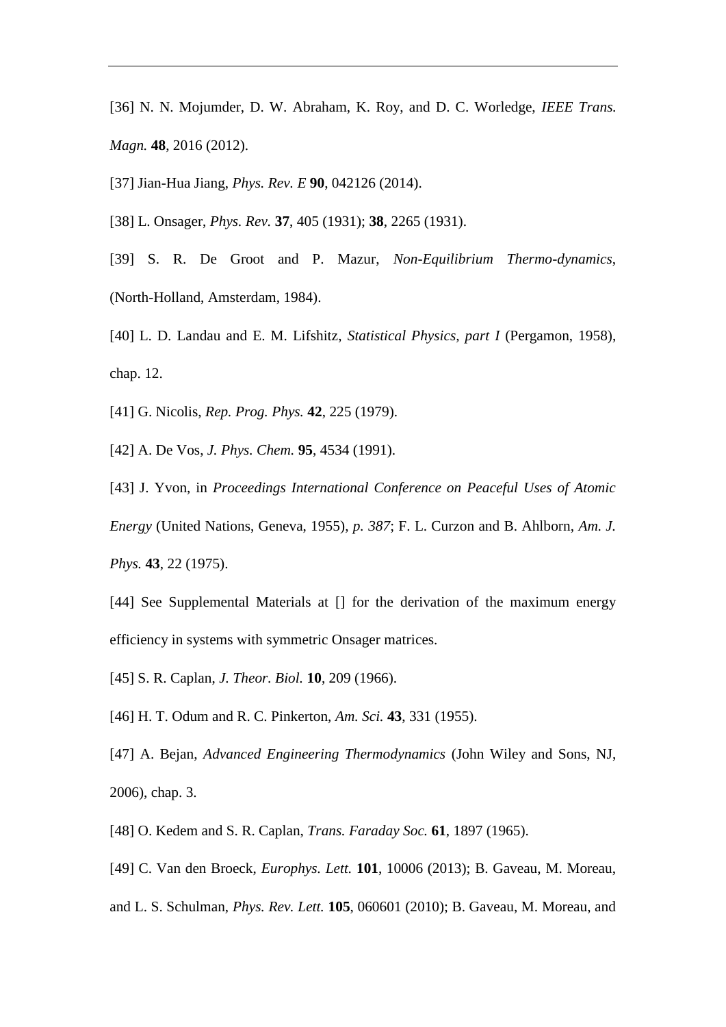[36] N. N. Mojumder, D. W. Abraham, K. Roy, and D. C. Worledge, *IEEE Trans. Magn.* **48**, 2016 (2012).

[37] Jian-Hua Jiang, *Phys. Rev. E* **90**, 042126 (2014).

[38] L. Onsager, *Phys. Rev.* **37**, 405 (1931); **38**, 2265 (1931).

[39] S. R. De Groot and P. Mazur, *Non-Equilibrium Thermo-dynamics*, (North-Holland, Amsterdam, 1984).

[40] L. D. Landau and E. M. Lifshitz, *Statistical Physics, part I* (Pergamon, 1958), chap. 12.

[41] G. Nicolis, *Rep. Prog. Phys.* **42**, 225 (1979).

[42] A. De Vos, *J. Phys. Chem.* **95**, 4534 (1991).

[43] J. Yvon, in *Proceedings International Conference on Peaceful Uses of Atomic Energy* (United Nations, Geneva, 1955), *p. 387*; F. L. Curzon and B. Ahlborn, *Am. J. Phys.* **43**, 22 (1975).

[44] See Supplemental Materials at [] for the derivation of the maximum energy efficiency in systems with symmetric Onsager matrices.

[45] S. R. Caplan, *J. Theor. Biol.* **10**, 209 (1966).

[46] H. T. Odum and R. C. Pinkerton, *Am. Sci.* **43**, 331 (1955).

[47] A. Bejan, *Advanced Engineering Thermodynamics* (John Wiley and Sons, NJ, 2006), chap. 3.

[48] O. Kedem and S. R. Caplan, *Trans. Faraday Soc.* **61**, 1897 (1965).

[49] C. Van den Broeck, *Europhys. Lett.* **101**, 10006 (2013); B. Gaveau, M. Moreau, and L. S. Schulman, *Phys. Rev. Lett.* **105**, 060601 (2010); B. Gaveau, M. Moreau, and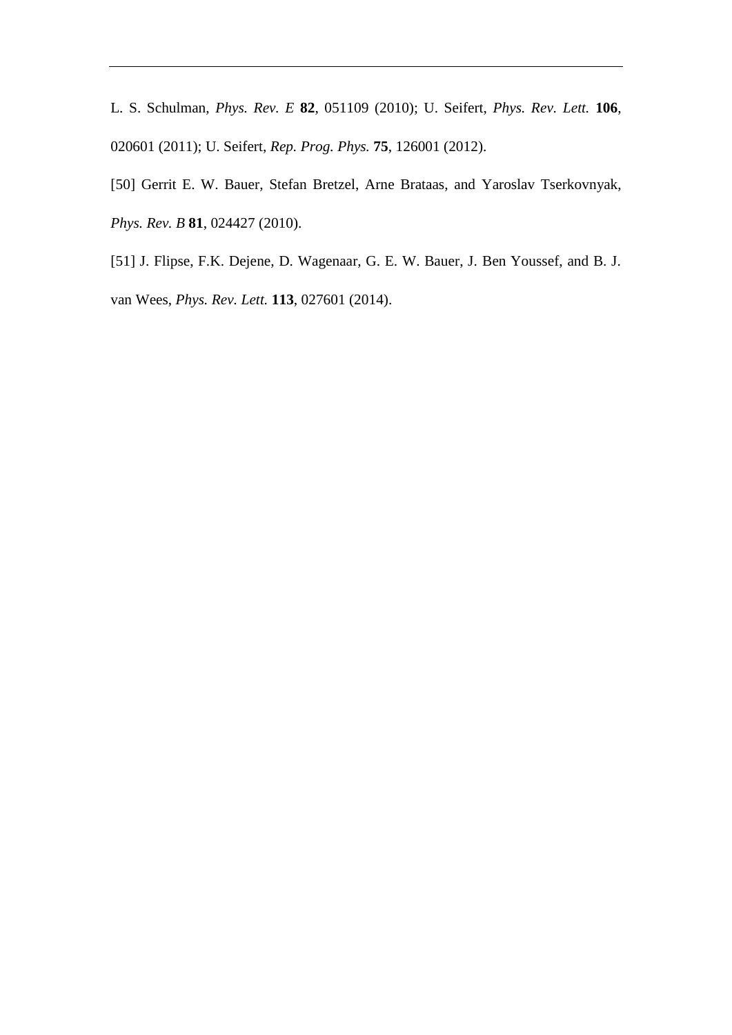L. S. Schulman, *Phys. Rev. E* **82**, 051109 (2010); U. Seifert, *Phys. Rev. Lett.* **106**, 020601 (2011); U. Seifert, *Rep. Prog. Phys.* **75**, 126001 (2012).

[50] Gerrit E. W. Bauer, Stefan Bretzel, Arne Brataas, and Yaroslav Tserkovnyak, *Phys. Rev. B* **81**, 024427 (2010).

[51] J. Flipse, F.K. Dejene, D. Wagenaar, G. E. W. Bauer, J. Ben Youssef, and B. J. van Wees, *Phys. Rev. Lett.* **113**, 027601 (2014).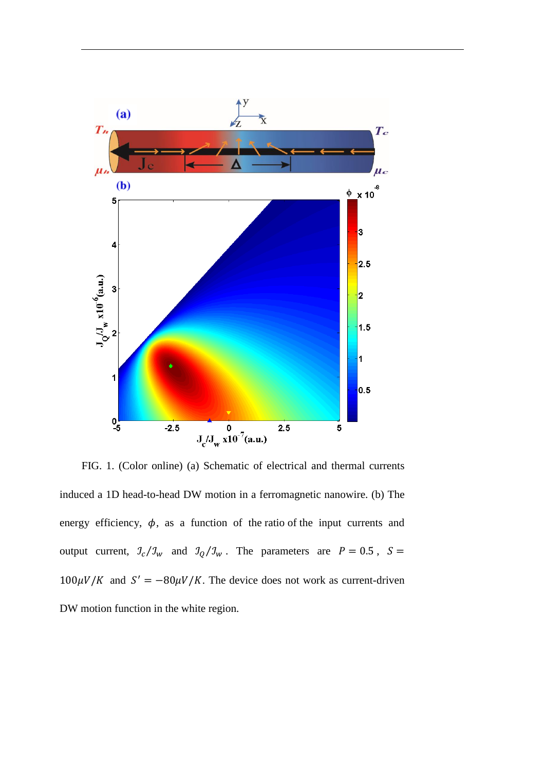FIG. 1. (Color online) (a) Schematic of electrical and thermal currents induced a 1D head-to-head DW motion in a ferromagnetic nanowire. (b) The energy efficiency, $\phi$, as a function of the ratio of the input currents and output current, $\mathcal{J}_c/\mathcal{J}_w$ and $\mathcal{J}_Q/\mathcal{J}_w$. The parameters are $P = 0.5$, $S = 100\mu V/K$ and $S' = -80\mu V/K$. The device does not work as current-driven DW motion function in the white region.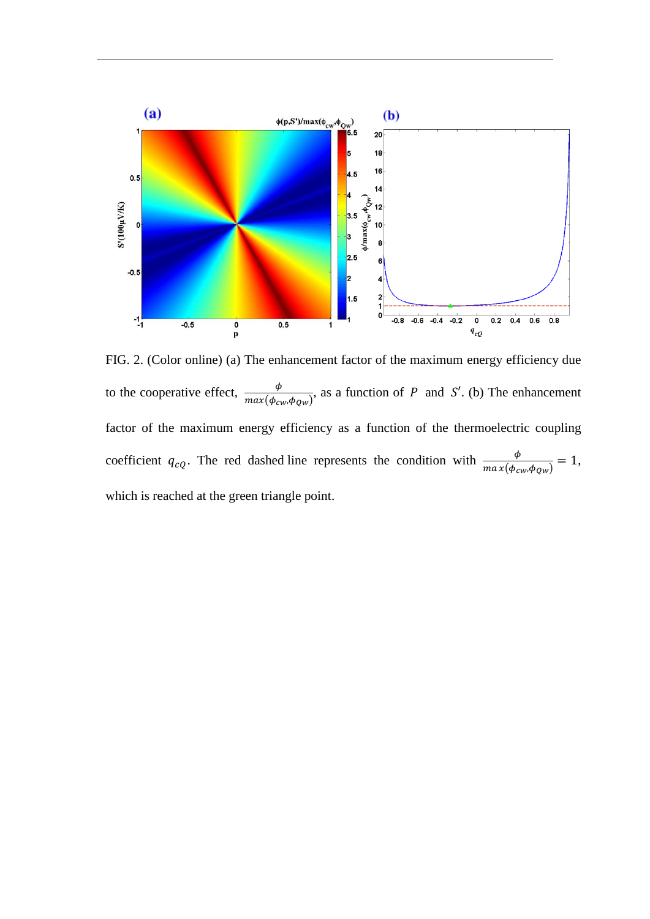FIG. 2. (Color online) (a) The enhancement factor of the maximum energy efficiency due to the cooperative effect, $\frac{\phi}{max(\phi_{cw},\phi_{Qw})}$, as a function of $P$ and $S'$. (b) The enhancement factor of the maximum energy efficiency as a function of the thermoelectric coupling coefficient $q_{cQ}$. The red dashed line represents the condition with $\frac{\phi}{max(\phi_{cw},\phi_{Qw})} = 1$, which is reached at the green triangle point.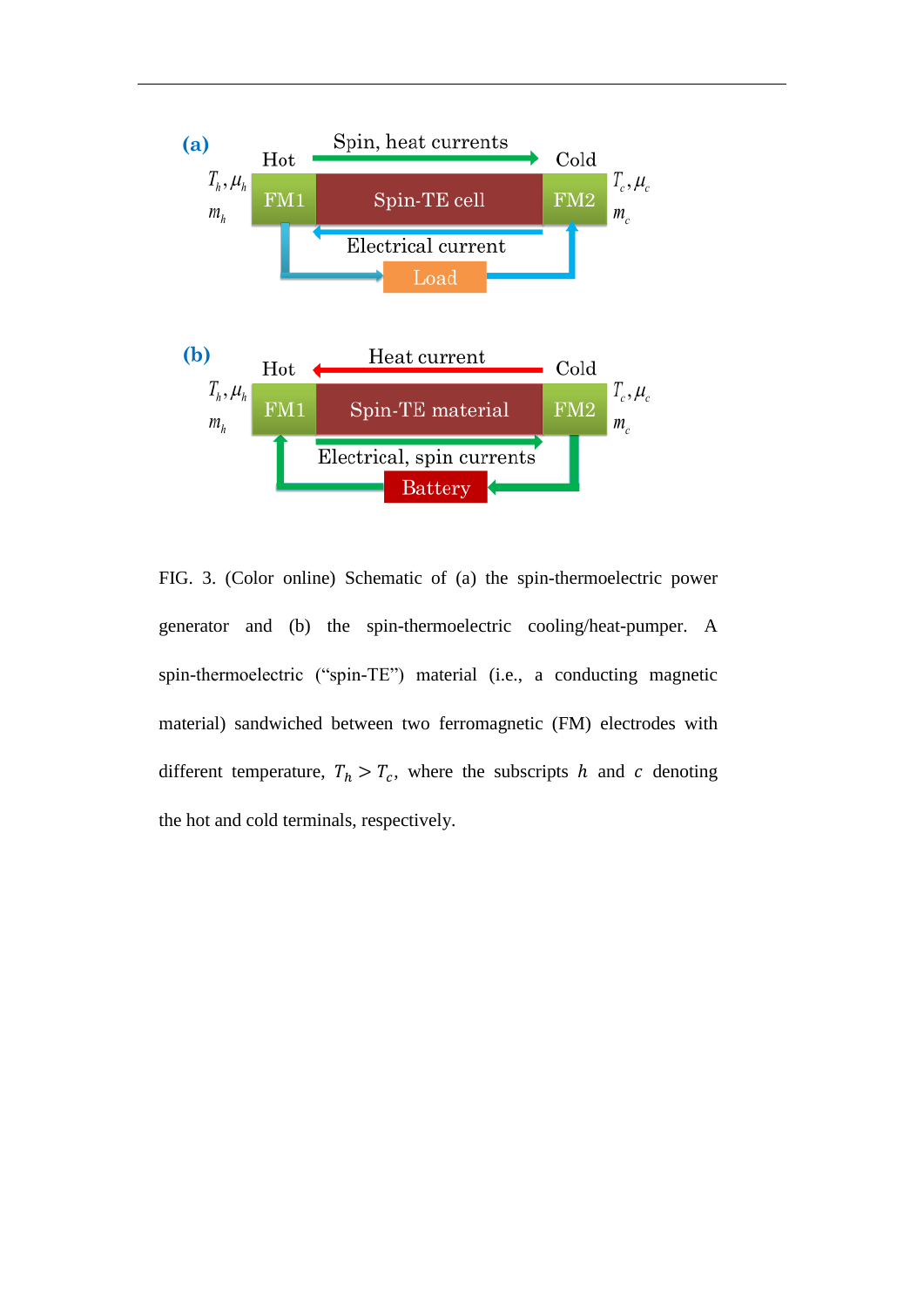FIG. 3. (Color online) Schematic of (a) the spin-thermoelectric power generator and (b) the spin-thermoelectric cooling/heat-pumper. A spin-thermoelectric ("spin-TE") material (i.e., a conducting magnetic material) sandwiched between two ferromagnetic (FM) electrodes with different temperature, $T_h > T_c$, where the subscripts $h$ and $c$ denoting the hot and cold terminals, respectively.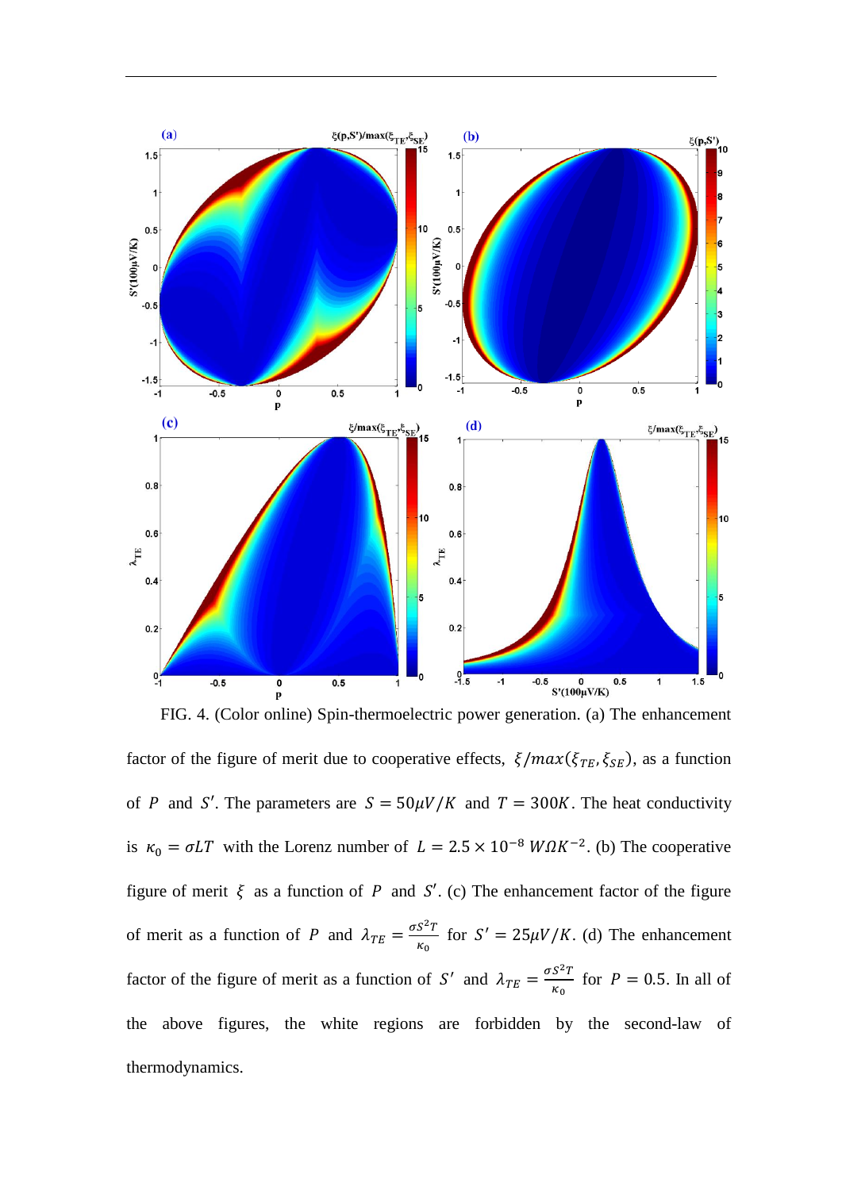FIG. 4. (Color online) Spin-thermoelectric power generation. (a) The enhancement factor of the figure of merit due to cooperative effects, $\xi/max(\xi_{TE},\xi_{SE})$, as a function of $P$ and $S'$. The parameters are $S = 50\mu V/K$ and $T = 300K$. The heat conductivity is $\kappa_0 = \sigma LT$ with the Lorenz number of $L = 2.5 \times 10^{-8}\ W\Omega K^{-2}$. (b) The cooperative figure of merit $\xi$ as a function of $P$ and $S'$. (c) The enhancement factor of the figure of merit as a function of $P$ and $\lambda_{TE} = \frac{\sigma S^2 T}{\kappa_0}$ for $S' = 25\mu V/K$. (d) The enhancement factor of the figure of merit as a function of $S'$ and $\lambda_{TE} = \frac{\sigma S^2 T}{\kappa_0}$ for $P = 0.5$. In all of the above figures, the white regions are forbidden by the second-law of thermodynamics.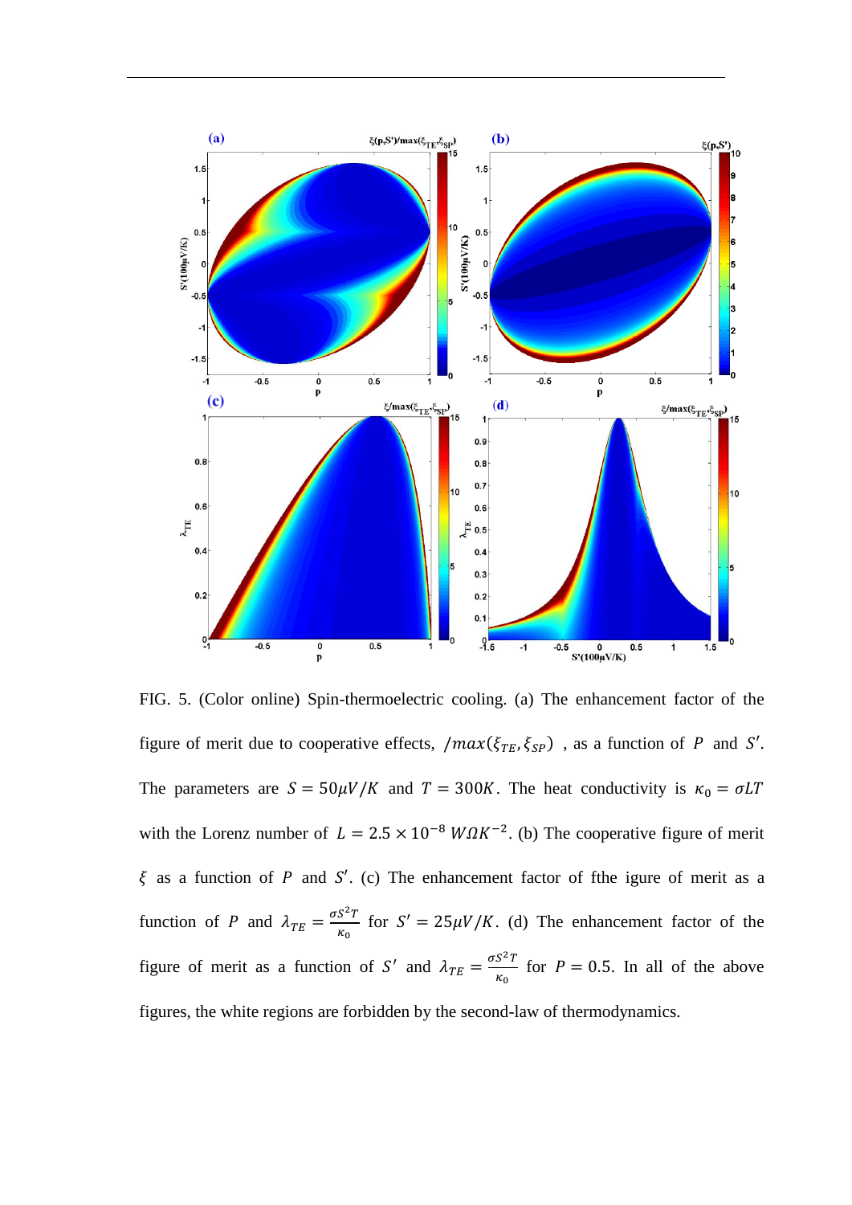(a)

$\xi(p,S')/max(\xi_{TE},\xi_{SP})$

S'(100μV/K)

p

(b)

$\xi(p,S')$

S'(100μV/K)

p

(c)

$\xi/max(\xi_{TE},\xi_{SP})$

$\lambda_{TE}$

p

(d)

$\xi/max(\xi_{TE},\xi_{SP})$

$\lambda_{TE}$

S'(100μV/K)

FIG. 5. (Color online) Spin-thermoelectric cooling. (a) The enhancement factor of the figure of merit due to cooperative effects, $/max(\xi_{TE},\xi_{SP})$ , as a function of $P$ and $S'$. The parameters are $S = 50\mu V/K$ and $T = 300K$. The heat conductivity is $\kappa_0 = \sigma LT$ with the Lorenz number of $L = 2.5\times10^{-8}\ W\Omega K^{-2}$. (b) The cooperative figure of merit $\xi$ as a function of $P$ and $S'$. (c) The enhancement factor of fthe igure of merit as a function of $P$ and $\lambda_{TE} = \frac{\sigma S^2 T}{\kappa_0}$ for $S' = 25\mu V/K$. (d) The enhancement factor of the figure of merit as a function of $S'$ and $\lambda_{TE} = \frac{\sigma S^2 T}{\kappa_0}$ for $P = 0.5$. In all of the above figures, the white regions are forbidden by the second-law of thermodynamics.